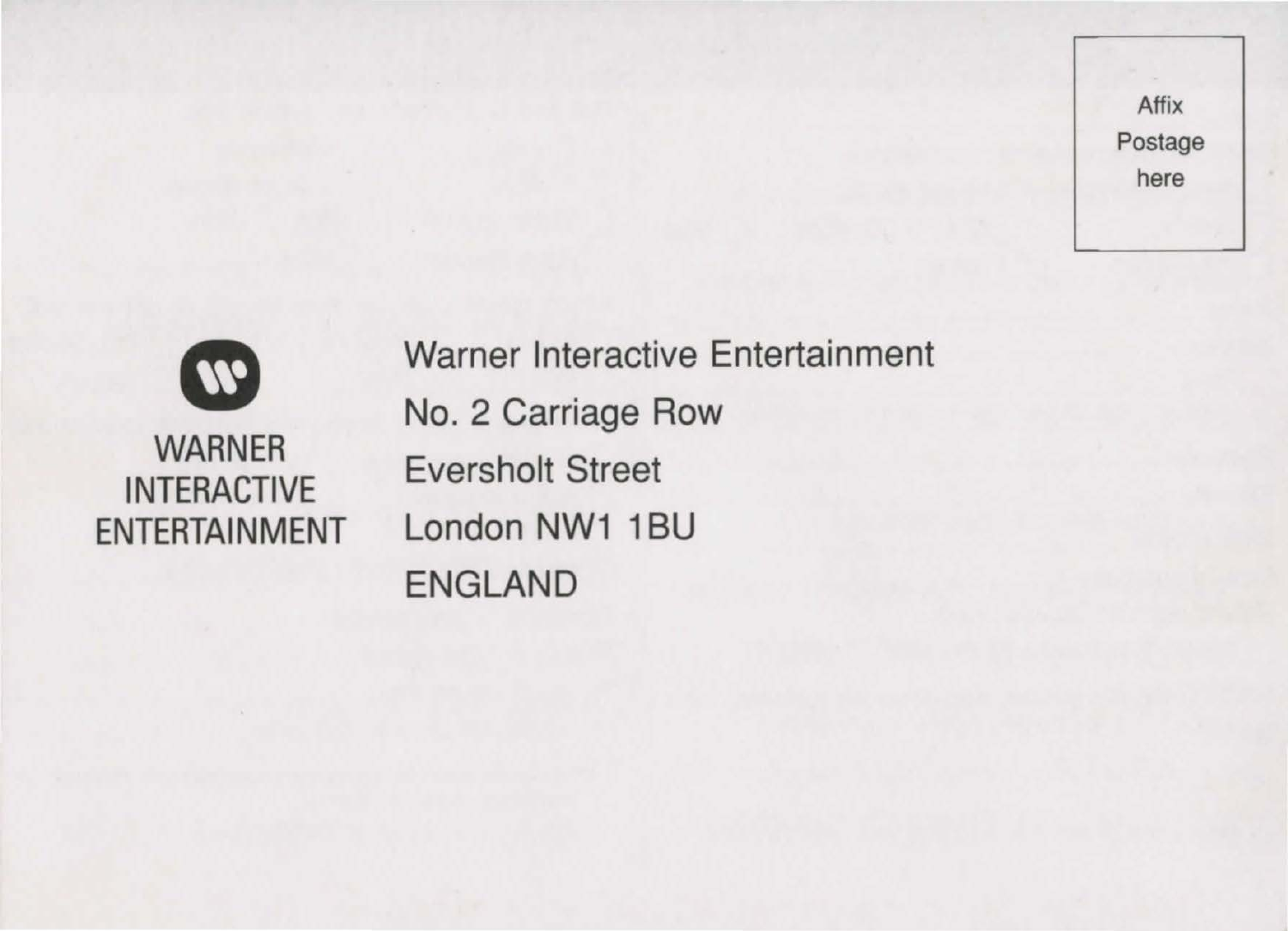Affix
Postage
here

WARNER
INTERACTIVE
ENTERTAINMENT

Warner Interactive Entertainment
No. 2 Carriage Row
Eversholt Street
London NW1 1BU
ENGLAND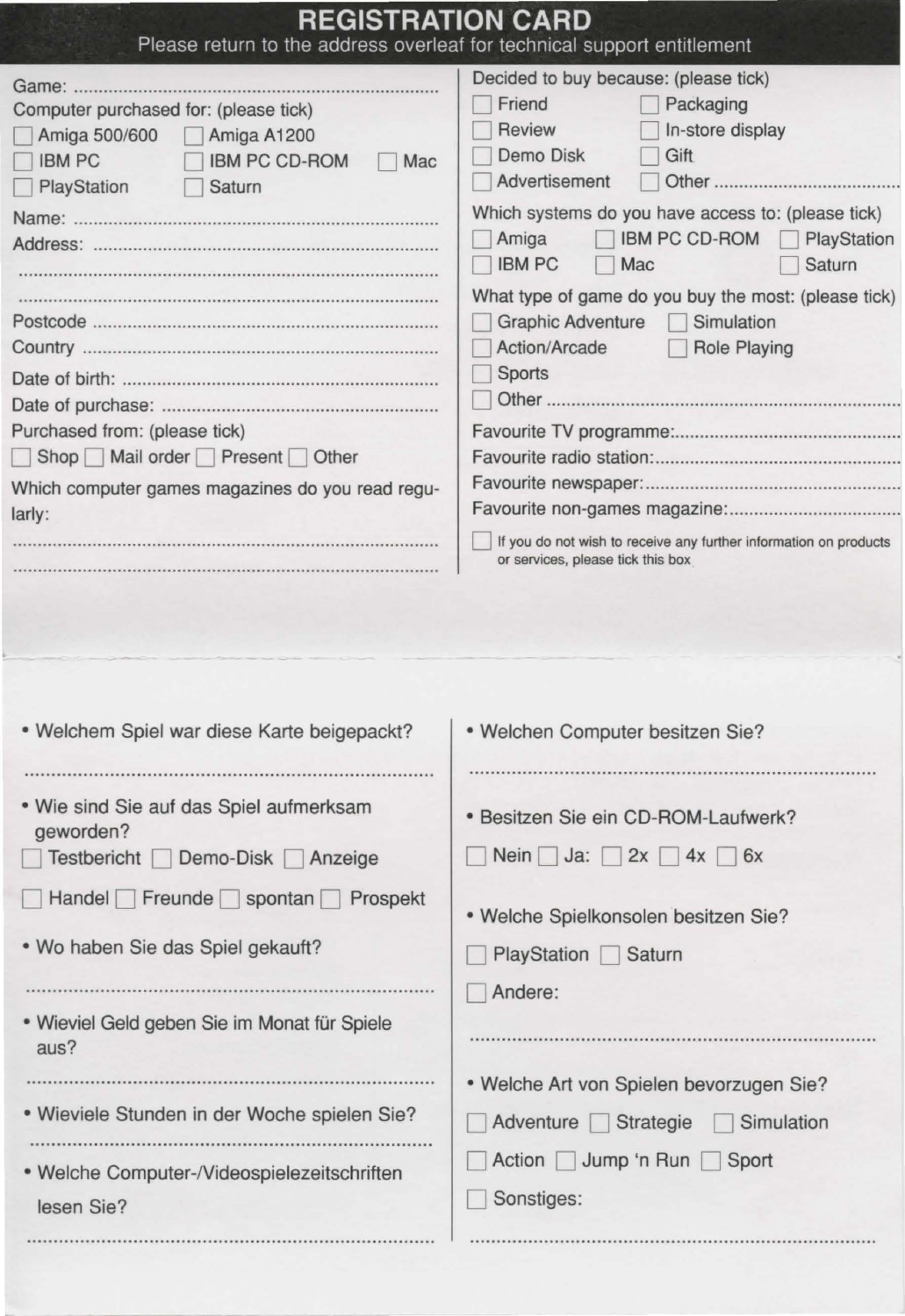# REGISTRATION CARD

Please return to the address overleaf for technical support entitlement

Game: ........................................................................

Computer purchased for: (please tick)

- ☐ Amiga 500/600 ☐ Amiga A1200
- ☐ IBM PC ☐ IBM PC CD-ROM ☐ Mac
- ☐ PlayStation ☐ Saturn

Name: ........................................................................

Address: ........................................................................

........................................................................

........................................................................

Postcode ........................................................................

Country ........................................................................

Date of birth: ........................................................................

Date of purchase: ........................................................................

Purchased from: (please tick)

☐ Shop ☐ Mail order ☐ Present ☐ Other

Which computer games magazines do you read regularly:

........................................................................

........................................................................

Decided to buy because: (please tick)

- ☐ Friend ☐ Packaging
- ☐ Review ☐ In-store display
- ☐ Demo Disk ☐ Gift
- ☐ Advertisement ☐ Other ........................................

Which systems do you have access to: (please tick)

- ☐ Amiga ☐ IBM PC CD-ROM ☐ PlayStation
- ☐ IBM PC ☐ Mac ☐ Saturn

What type of game do you buy the most: (please tick)

- ☐ Graphic Adventure ☐ Simulation
- ☐ Action/Arcade ☐ Role Playing
- ☐ Sports
- ☐ Other ........................................................................

Favourite TV programme: ........................................

Favourite radio station: ........................................

Favourite newspaper: ........................................

Favourite non-games magazine: ........................................

☐ If you do not wish to receive any further information on products or services, please tick this box

---

- Welchem Spiel war diese Karte beigepackt?

........................................................................

- Wie sind Sie auf das Spiel aufmerksam geworden?

☐ Testbericht ☐ Demo-Disk ☐ Anzeige

☐ Handel ☐ Freunde ☐ spontan ☐ Prospekt

- Wo haben Sie das Spiel gekauft?

........................................................................

- Wieviel Geld geben Sie im Monat für Spiele aus?

........................................................................

- Wieviele Stunden in der Woche spielen Sie?

........................................................................

- Welche Computer-/Videospielezeitschriften lesen Sie?

........................................................................

- Welchen Computer besitzen Sie?

........................................................................

- Besitzen Sie ein CD-ROM-Laufwerk?

☐ Nein ☐ Ja: ☐ 2x ☐ 4x ☐ 6x

- Welche Spielkonsolen besitzen Sie?

☐ PlayStation ☐ Saturn

☐ Andere:

........................................................................

- Welche Art von Spielen bevorzugen Sie?

☐ Adventure ☐ Strategie ☐ Simulation

☐ Action ☐ Jump 'n Run ☐ Sport

☐ Sonstiges:

........................................................................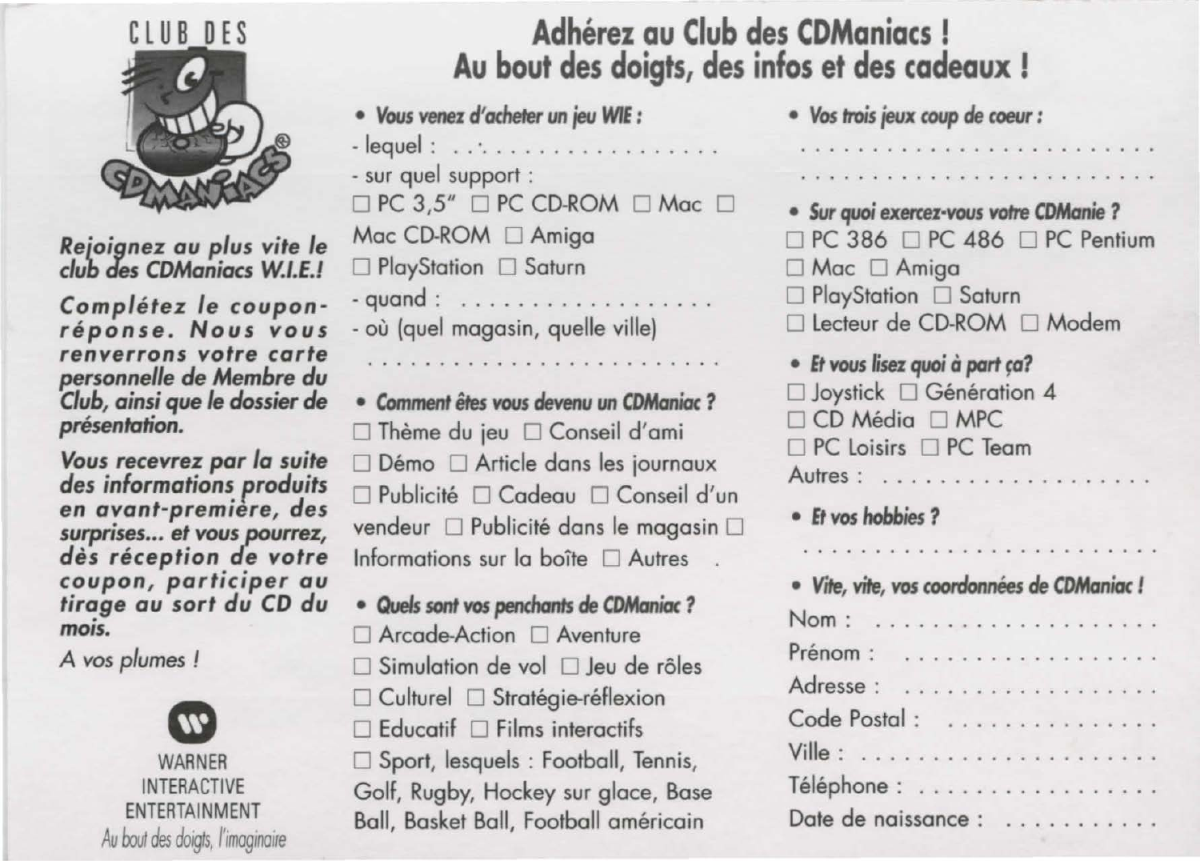CLUB DES CDMANIACS®

*Rejoignez au plus vite le club des CDManiacs W.I.E.!*

*Complétez le coupon-réponse. Nous vous renverrons votre carte personnelle de Membre du Club, ainsi que le dossier de présentation.*

*Vous recevrez par la suite des informations produits en avant-première, des surprises... et vous pourrez, dès réception de votre coupon, participer au tirage au sort du CD du mois.*

*A vos plumes !*

WARNER INTERACTIVE ENTERTAINMENT

*Au bout des doigts, l'imaginaire*

# Adhérez au Club des CDManiacs ! Au bout des doigts, des infos et des cadeaux !

- ***Vous venez d'acheter un jeu WIE :***

- lequel : . . . . . . . . . . . . . . . . . .
- sur quel support :
☐ PC 3,5" ☐ PC CD-ROM ☐ Mac ☐ Mac CD-ROM ☐ Amiga
☐ PlayStation ☐ Saturn
- quand : . . . . . . . . . . . . . . . . . .
- où (quel magasin, quelle ville)
. . . . . . . . . . . . . . . . . . . . . . . .

- ***Comment êtes vous devenu un CDManiac ?***

☐ Thème du jeu ☐ Conseil d'ami
☐ Démo ☐ Article dans les journaux
☐ Publicité ☐ Cadeau ☐ Conseil d'un vendeur ☐ Publicité dans le magasin ☐ Informations sur la boîte ☐ Autres .

- ***Quels sont vos penchants de CDManiac ?***

☐ Arcade-Action ☐ Aventure
☐ Simulation de vol ☐ Jeu de rôles
☐ Culturel ☐ Stratégie-réflexion
☐ Educatif ☐ Films interactifs
☐ Sport, lesquels : Football, Tennis, Golf, Rugby, Hockey sur glace, Base Ball, Basket Ball, Football américain

- ***Vos trois jeux coup de coeur :***

. . . . . . . . . . . . . . . . . . . . . . . .
. . . . . . . . . . . . . . . . . . . . . . . .

- ***Sur quoi exercez-vous votre CDManie ?***

☐ PC 386 ☐ PC 486 ☐ PC Pentium
☐ Mac ☐ Amiga
☐ PlayStation ☐ Saturn
☐ Lecteur de CD-ROM ☐ Modem

- ***Et vous lisez quoi à part ça?***

☐ Joystick ☐ Génération 4
☐ CD Média ☐ MPC
☐ PC Loisirs ☐ PC Team
Autres : . . . . . . . . . . . . . . . . . .

- ***Et vos hobbies ?***

. . . . . . . . . . . . . . . . . . . . . . . .

- ***Vite, vite, vos coordonnées de CDManiac !***

Nom : . . . . . . . . . . . . . . . . . .
Prénom : . . . . . . . . . . . . . . . .
Adresse : . . . . . . . . . . . . . . . .
Code Postal : . . . . . . . . . . . . .
Ville : . . . . . . . . . . . . . . . . . .
Téléphone : . . . . . . . . . . . . . . .
Date de naissance : . . . . . . . . . .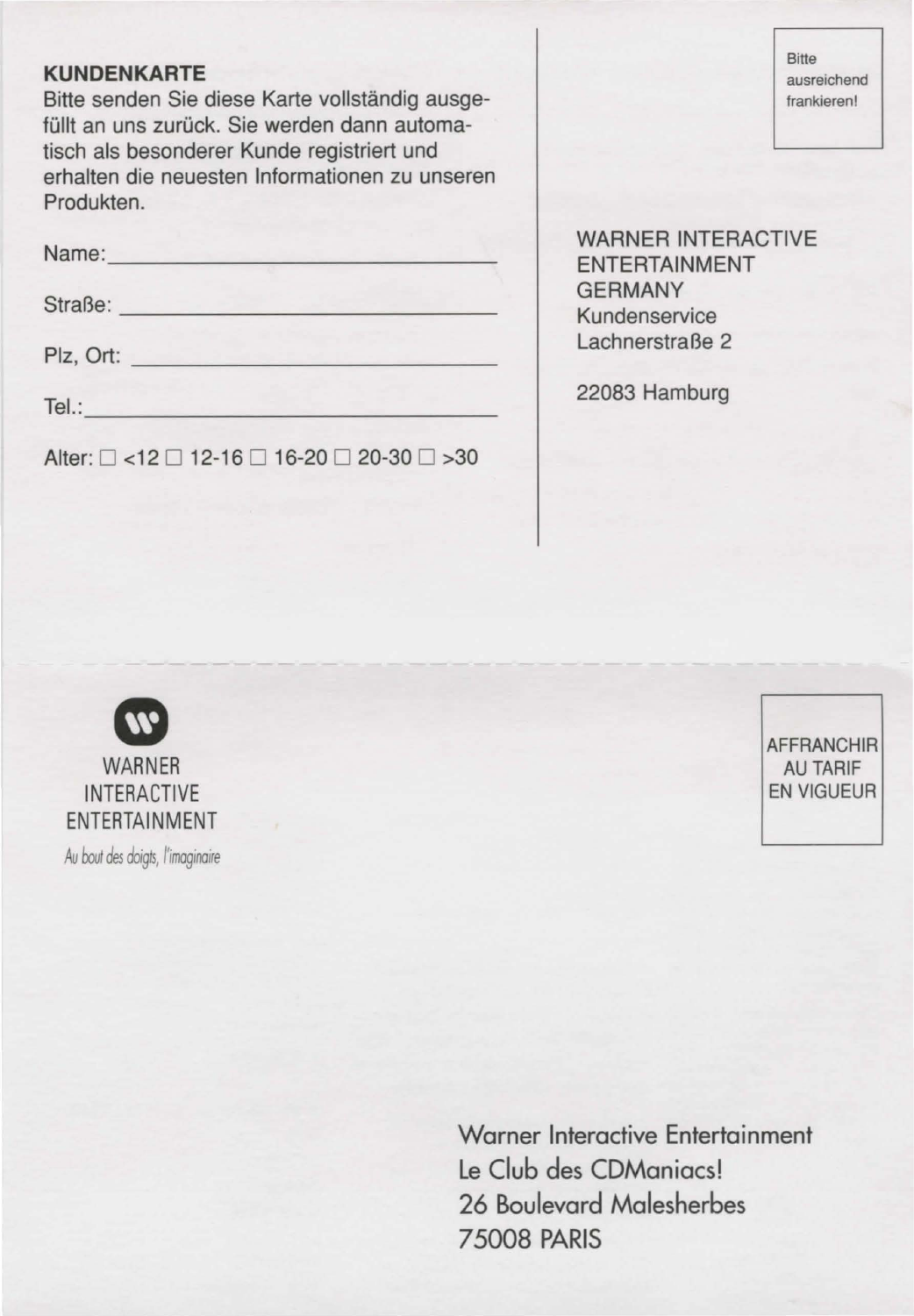**KUNDENKARTE**

Bitte senden Sie diese Karte vollständig ausgefüllt an uns zurück. Sie werden dann automatisch als besonderer Kunde registriert und erhalten die neuesten Informationen zu unseren Produkten.

Name: ______________________________

Straße: ______________________________

Plz, Ort: ______________________________

Tel.: ______________________________

Alter: ☐ <12 ☐ 12-16 ☐ 16-20 ☐ 20-30 ☐ >30

Bitte ausreichend frankieren!

WARNER INTERACTIVE
ENTERTAINMENT
GERMANY
Kundenservice
Lachnerstraße 2

22083 Hamburg

---

WARNER
INTERACTIVE
ENTERTAINMENT

*Au bout des doigts, l'imaginaire*

AFFRANCHIR
AU TARIF
EN VIGUEUR

Warner Interactive Entertainment
Le Club des CDManiacs!
26 Boulevard Malesherbes
75008 PARIS